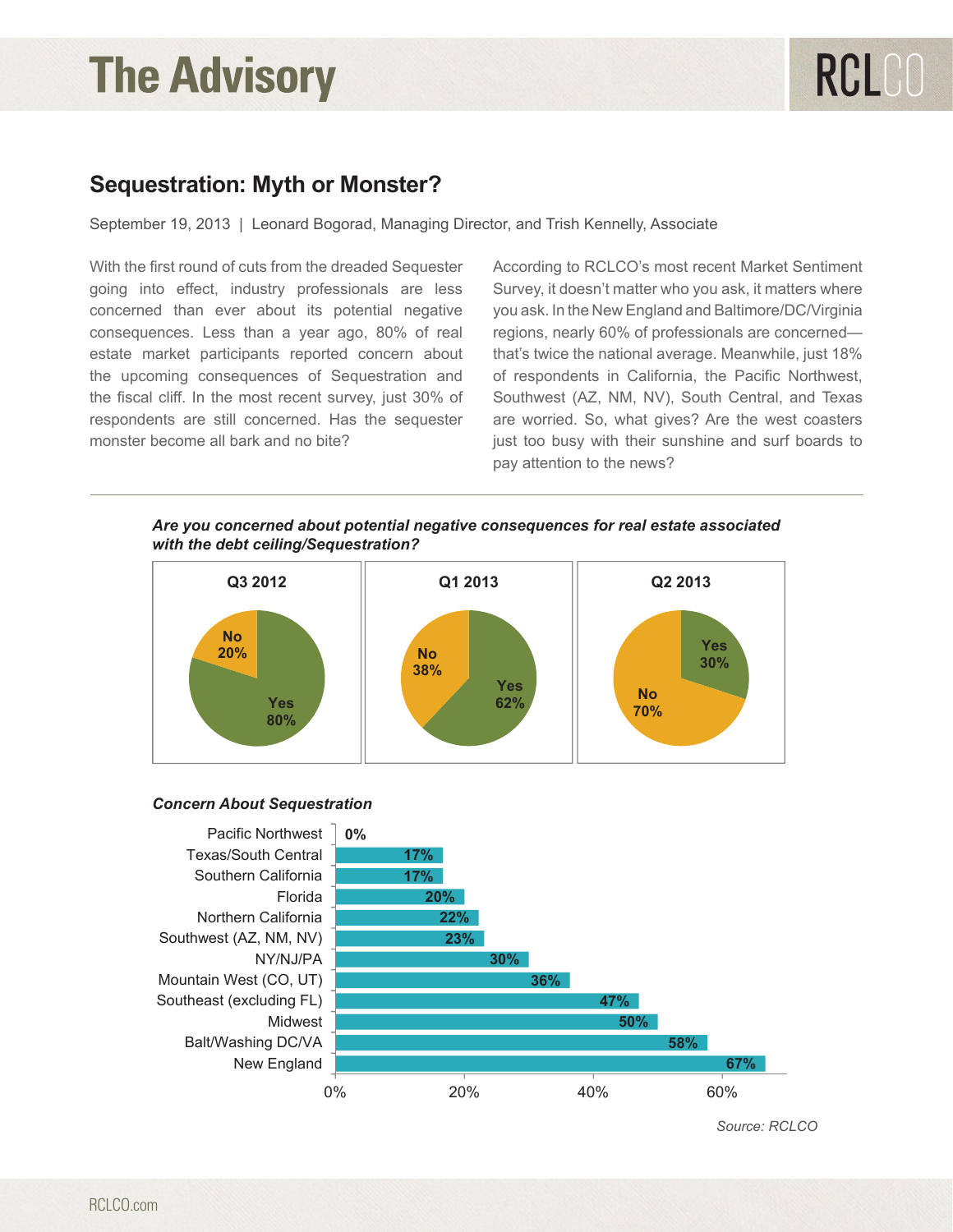# The Advisory

## Sequestration: Myth or Monster?

September 19, 2013 | Leonard Bogorad, Managing Director, and Trish Kennelly, Associate

With the first round of cuts from the dreaded Sequester going into effect, industry professionals are less concerned than ever about its potential negative consequences. Less than a year ago, 80% of real estate market participants reported concern about the upcoming consequences of Sequestration and the fiscal cliff. In the most recent survey, just 30% of respondents are still concerned. Has the sequester monster become all bark and no bite?

According to RCLCO's most recent Market Sentiment Survey, it doesn't matter who you ask, it matters where you ask. In the New England and Baltimore/DC/Virginia regions, nearly 60% of professionals are concerned—that's twice the national average. Meanwhile, just 18% of respondents in California, the Pacific Northwest, Southwest (AZ, NM, NV), South Central, and Texas are worried. So, what gives? Are the west coasters just too busy with their sunshine and surf boards to pay attention to the news?

***Are you concerned about potential negative consequences for real estate associated with the debt ceiling/Sequestration?***

| | Q3 2012 | Q1 2013 | Q2 2013 |
|---|---|---|---|
| Yes | 80% | 62% | 30% |
| No | 20% | 38% | 70% |

***Concern About Sequestration***

| Region | Concern |
|---|---|
| Pacific Northwest | 0% |
| Texas/South Central | 17% |
| Southern California | 17% |
| Florida | 20% |
| Northern California | 22% |
| Southwest (AZ, NM, NV) | 23% |
| NY/NJ/PA | 30% |
| Mountain West (CO, UT) | 36% |
| Southeast (excluding FL) | 47% |
| Midwest | 50% |
| Balt/Washing DC/VA | 58% |
| New England | 67% |

*Source: RCLCO*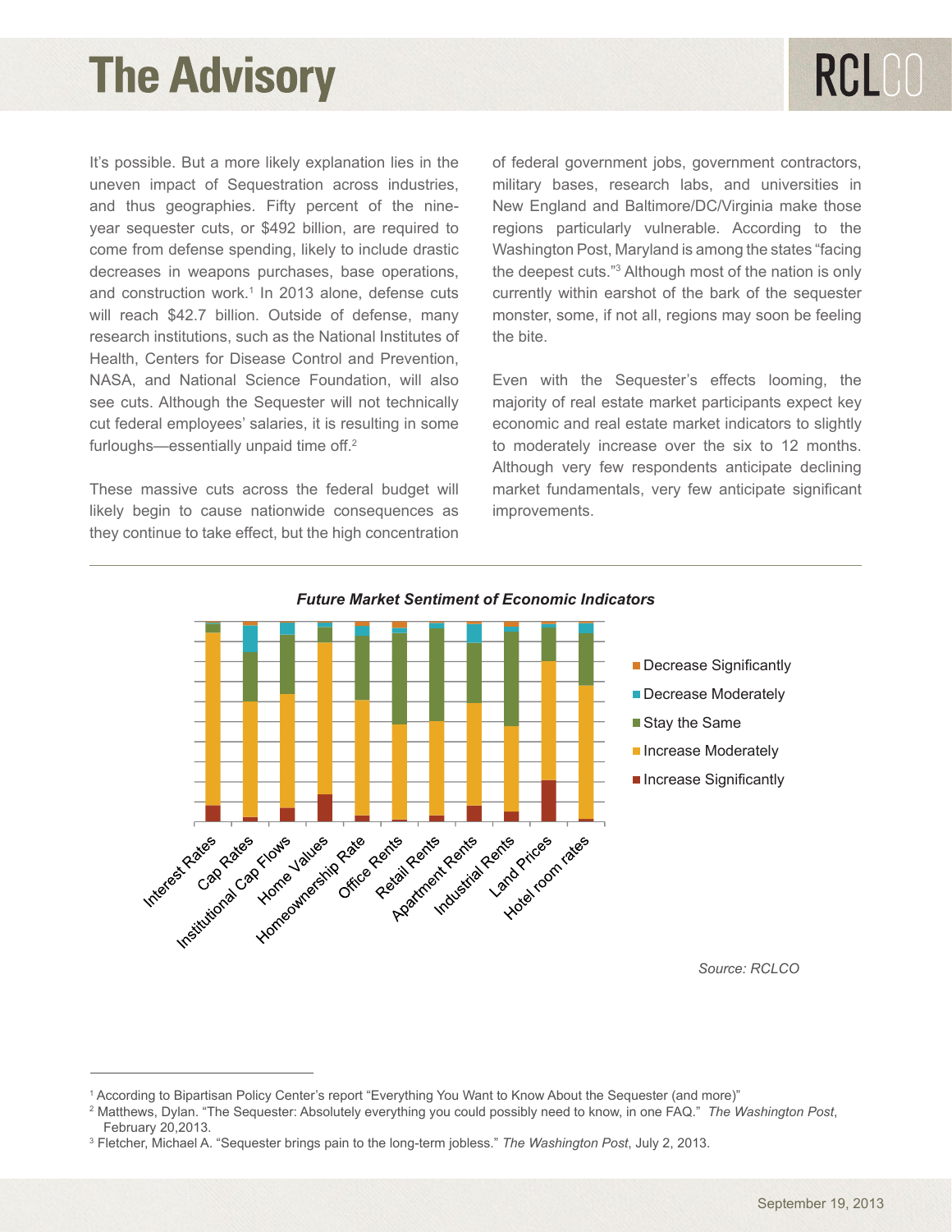It's possible. But a more likely explanation lies in the uneven impact of Sequestration across industries, and thus geographies. Fifty percent of the nine-year sequester cuts, or $492 billion, are required to come from defense spending, likely to include drastic decreases in weapons purchases, base operations, and construction work.[1] In 2013 alone, defense cuts will reach $42.7 billion. Outside of defense, many research institutions, such as the National Institutes of Health, Centers for Disease Control and Prevention, NASA, and National Science Foundation, will also see cuts. Although the Sequester will not technically cut federal employees' salaries, it is resulting in some furloughs—essentially unpaid time off.[2]

These massive cuts across the federal budget will likely begin to cause nationwide consequences as they continue to take effect, but the high concentration of federal government jobs, government contractors, military bases, research labs, and universities in New England and Baltimore/DC/Virginia make those regions particularly vulnerable. According to the Washington Post, Maryland is among the states "facing the deepest cuts."[3] Although most of the nation is only currently within earshot of the bark of the sequester monster, some, if not all, regions may soon be feeling the bite.

Even with the Sequester's effects looming, the majority of real estate market participants expect key economic and real estate market indicators to slightly to moderately increase over the six to 12 months. Although very few respondents anticipate declining market fundamentals, very few anticipate significant improvements.

***Future Market Sentiment of Economic Indicators***

Legend: Decrease Significantly; Decrease Moderately; Stay the Same; Increase Moderately; Increase Significantly

Categories: Interest Rates, Cap Rates, Institutional Cap Flows, Home Values, Homeownership Rate, Office Rents, Retail Rents, Apartment Rents, Industrial Rents, Land Prices, Hotel room rates

*Source: RCLCO*

---

[1] According to Bipartisan Policy Center's report "Everything You Want to Know About the Sequester (and more)"

[2] Matthews, Dylan. "The Sequester: Absolutely everything you could possibly need to know, in one FAQ." *The Washington Post*, February 20,2013.

[3] Fletcher, Michael A. "Sequester brings pain to the long-term jobless." *The Washington Post*, July 2, 2013.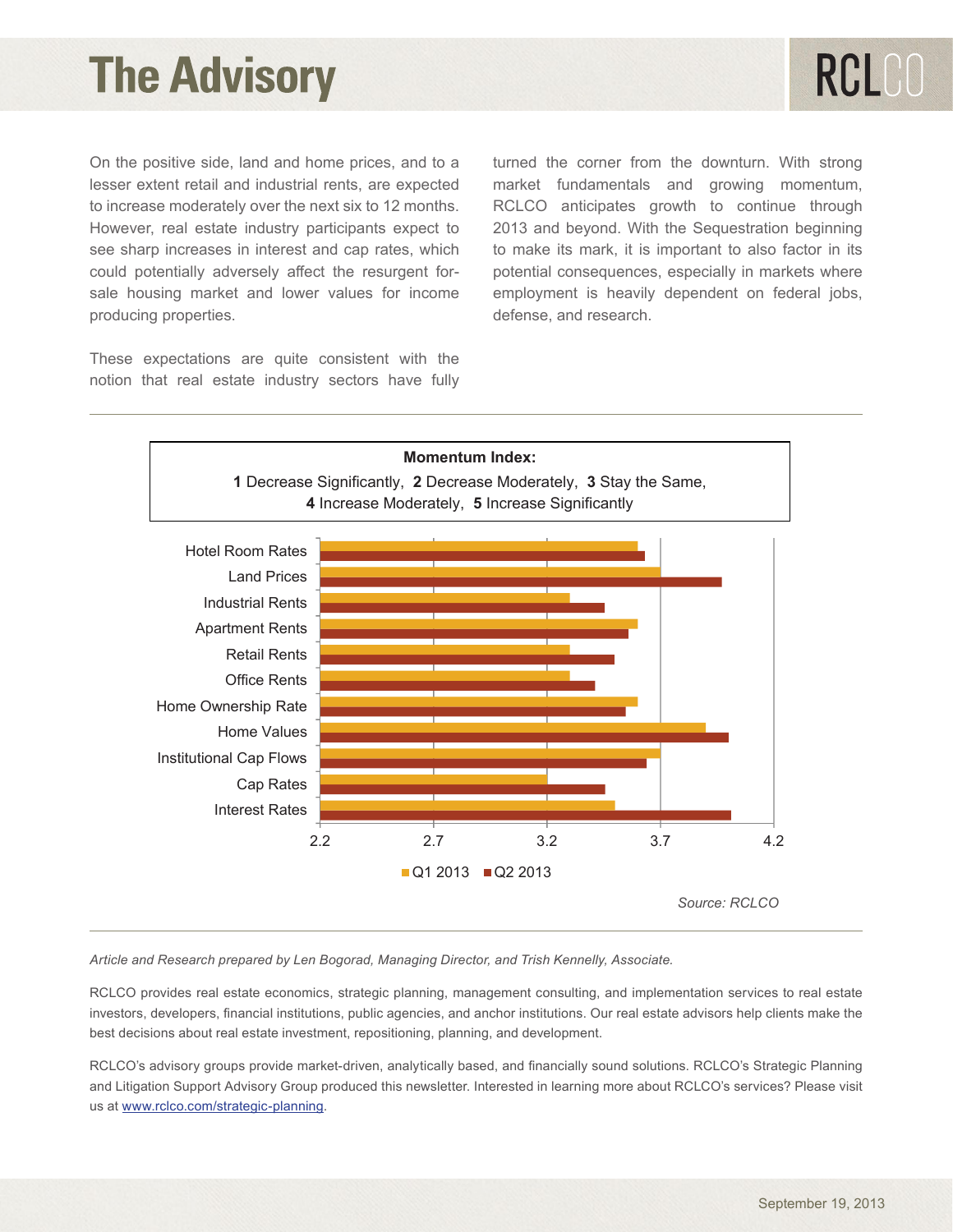On the positive side, land and home prices, and to a lesser extent retail and industrial rents, are expected to increase moderately over the next six to 12 months. However, real estate industry participants expect to see sharp increases in interest and cap rates, which could potentially adversely affect the resurgent for-sale housing market and lower values for income producing properties.

These expectations are quite consistent with the notion that real estate industry sectors have fully turned the corner from the downturn. With strong market fundamentals and growing momentum, RCLCO anticipates growth to continue through 2013 and beyond. With the Sequestration beginning to make its mark, it is important to also factor in its potential consequences, especially in markets where employment is heavily dependent on federal jobs, defense, and research.

**Momentum Index:**

**1** Decrease Significantly, **2** Decrease Moderately, **3** Stay the Same,
**4** Increase Moderately, **5** Increase Significantly

Hotel Room Rates
Land Prices
Industrial Rents
Apartment Rents
Retail Rents
Office Rents
Home Ownership Rate
Home Values
Institutional Cap Flows
Cap Rates
Interest Rates

2.2 2.7 3.2 3.7 4.2

Q1 2013 Q2 2013

*Source: RCLCO*

*Article and Research prepared by Len Bogorad, Managing Director, and Trish Kennelly, Associate.*

RCLCO provides real estate economics, strategic planning, management consulting, and implementation services to real estate investors, developers, financial institutions, public agencies, and anchor institutions. Our real estate advisors help clients make the best decisions about real estate investment, repositioning, planning, and development.

RCLCO's advisory groups provide market-driven, analytically based, and financially sound solutions. RCLCO's Strategic Planning and Litigation Support Advisory Group produced this newsletter. Interested in learning more about RCLCO's services? Please visit us at [www.rclco.com/strategic-planning](http://www.rclco.com/strategic-planning).